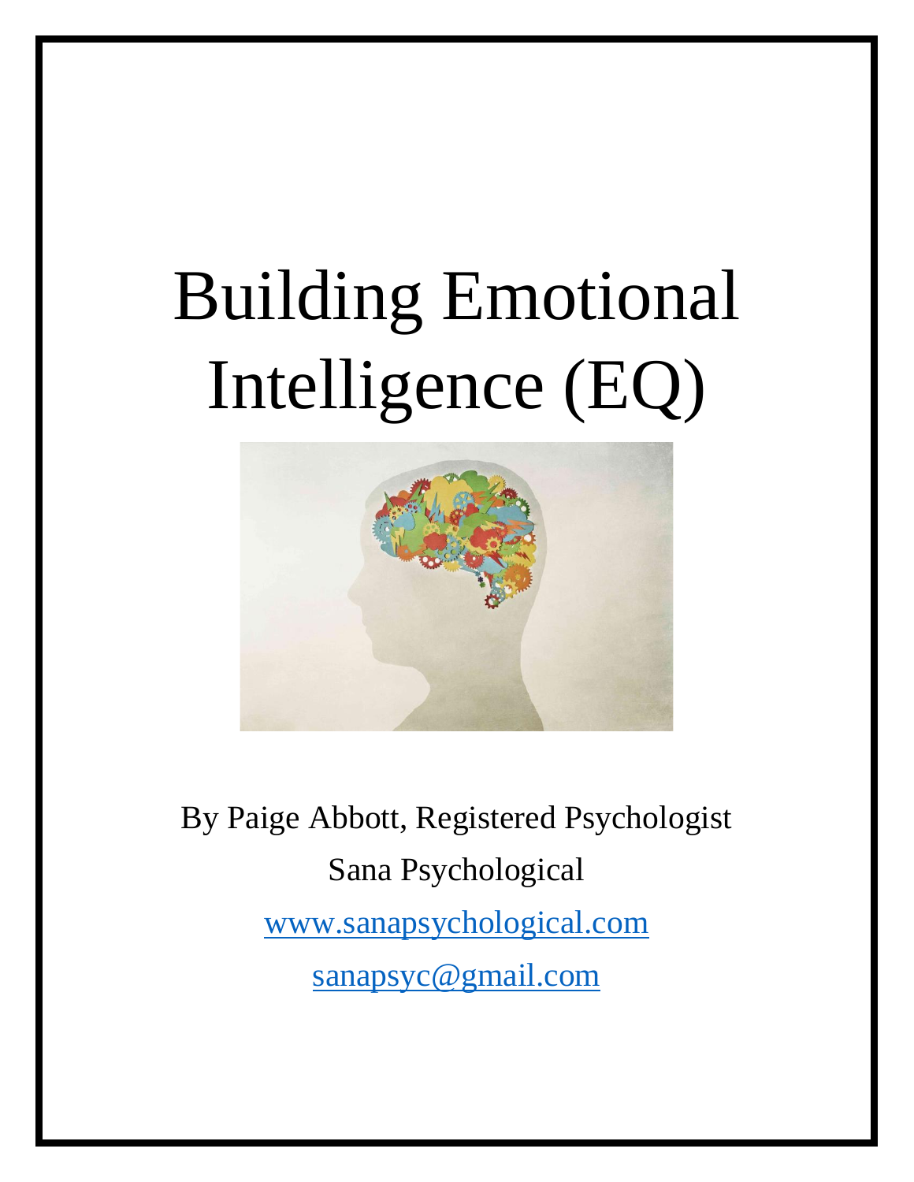# Building Emotional Intelligence (EQ)

By Paige Abbott, Registered Psychologist

Sana Psychological

www.sanapsychological.com

sanapsyc@gmail.com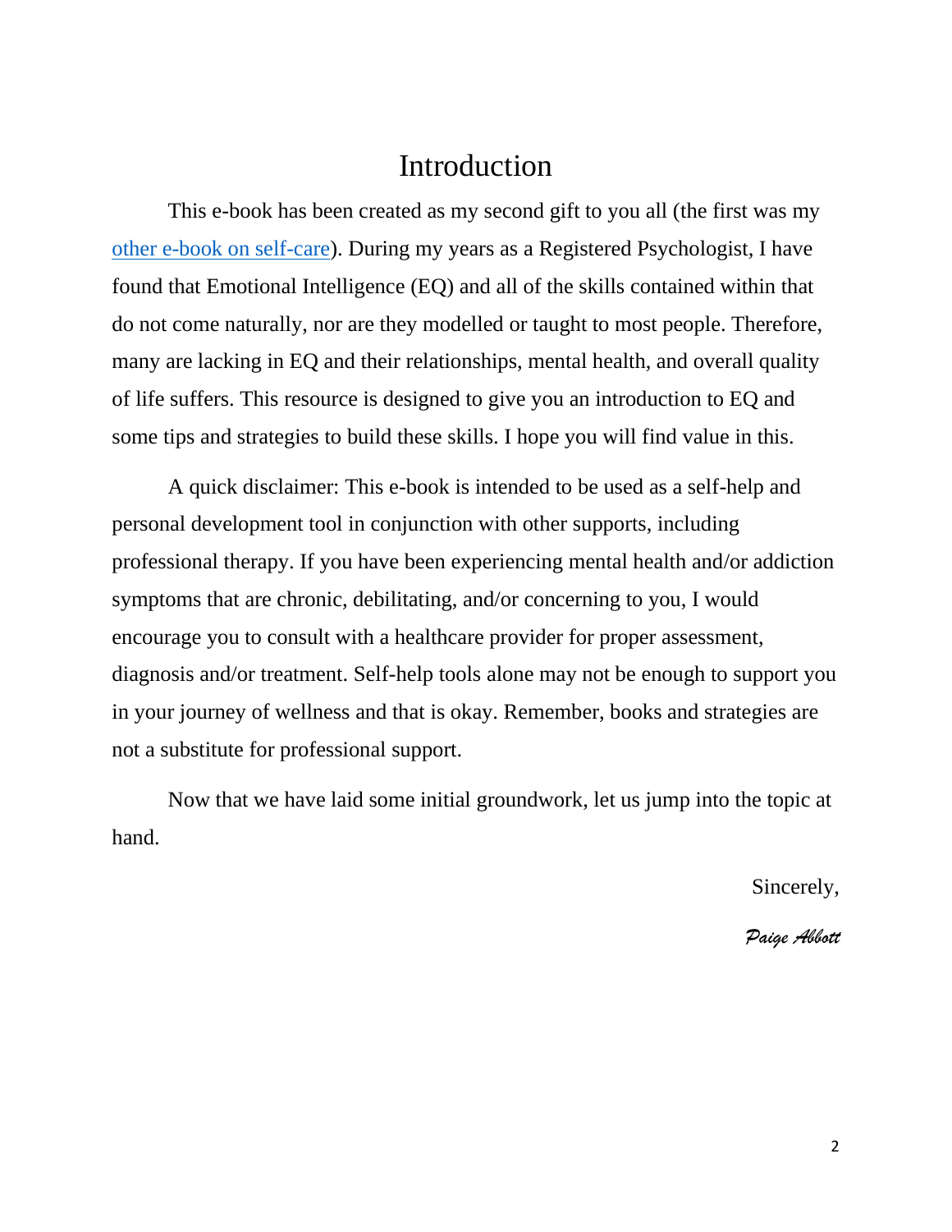# Introduction

This e-book has been created as my second gift to you all (the first was my other e-book on self-care). During my years as a Registered Psychologist, I have found that Emotional Intelligence (EQ) and all of the skills contained within that do not come naturally, nor are they modelled or taught to most people. Therefore, many are lacking in EQ and their relationships, mental health, and overall quality of life suffers. This resource is designed to give you an introduction to EQ and some tips and strategies to build these skills. I hope you will find value in this.

A quick disclaimer: This e-book is intended to be used as a self-help and personal development tool in conjunction with other supports, including professional therapy. If you have been experiencing mental health and/or addiction symptoms that are chronic, debilitating, and/or concerning to you, I would encourage you to consult with a healthcare provider for proper assessment, diagnosis and/or treatment. Self-help tools alone may not be enough to support you in your journey of wellness and that is okay. Remember, books and strategies are not a substitute for professional support.

Now that we have laid some initial groundwork, let us jump into the topic at hand.

Sincerely,

*Paige Abbott*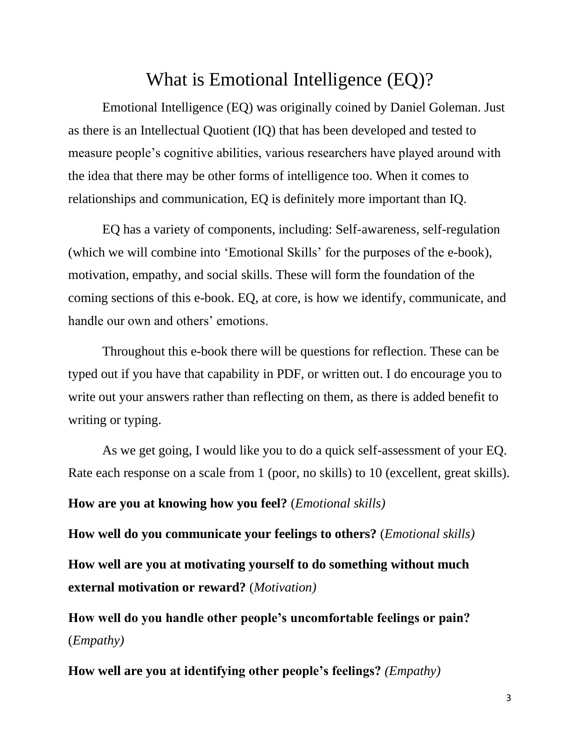# What is Emotional Intelligence (EQ)?

Emotional Intelligence (EQ) was originally coined by Daniel Goleman. Just as there is an Intellectual Quotient (IQ) that has been developed and tested to measure people's cognitive abilities, various researchers have played around with the idea that there may be other forms of intelligence too. When it comes to relationships and communication, EQ is definitely more important than IQ.

EQ has a variety of components, including: Self-awareness, self-regulation (which we will combine into 'Emotional Skills' for the purposes of the e-book), motivation, empathy, and social skills. These will form the foundation of the coming sections of this e-book. EQ, at core, is how we identify, communicate, and handle our own and others' emotions.

Throughout this e-book there will be questions for reflection. These can be typed out if you have that capability in PDF, or written out. I do encourage you to write out your answers rather than reflecting on them, as there is added benefit to writing or typing.

As we get going, I would like you to do a quick self-assessment of your EQ. Rate each response on a scale from 1 (poor, no skills) to 10 (excellent, great skills).

**How are you at knowing how you feel?** (*Emotional skills)*

**How well do you communicate your feelings to others?** (*Emotional skills)*

**How well are you at motivating yourself to do something without much external motivation or reward?** (*Motivation)*

**How well do you handle other people's uncomfortable feelings or pain?** (*Empathy)*

**How well are you at identifying other people's feelings?** *(Empathy)*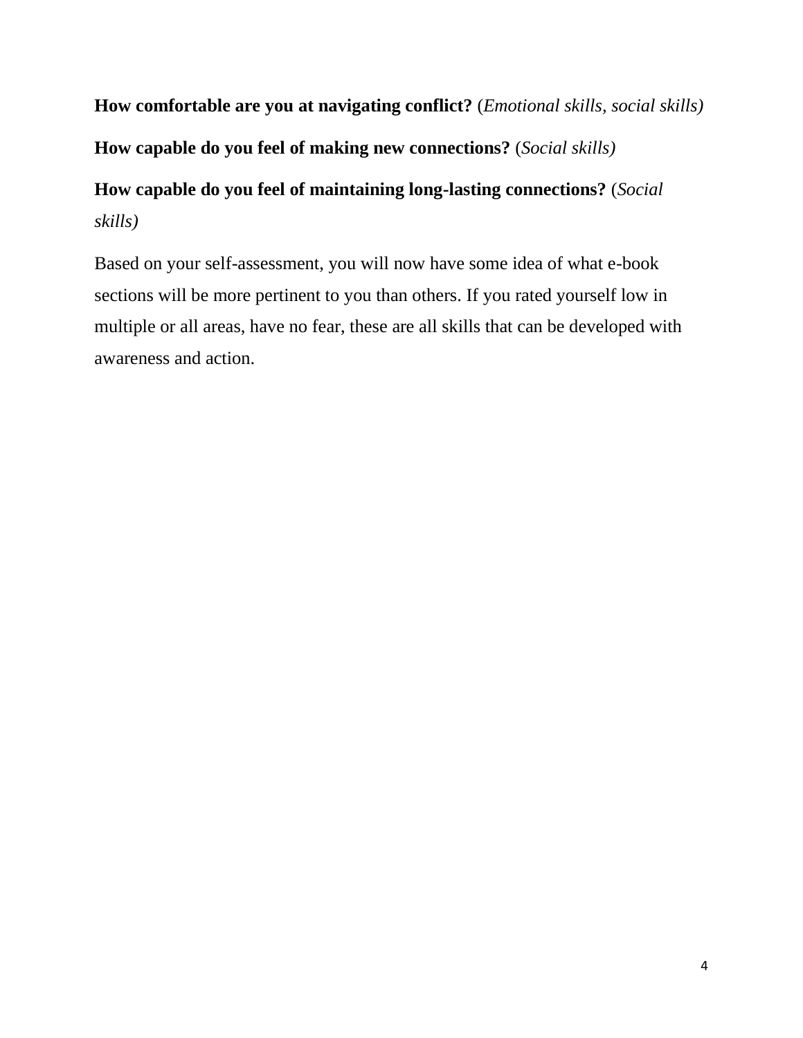**How comfortable are you at navigating conflict?** (*Emotional skills, social skills)*

**How capable do you feel of making new connections?** (*Social skills)*

**How capable do you feel of maintaining long-lasting connections?** (*Social skills)*

Based on your self-assessment, you will now have some idea of what e-book sections will be more pertinent to you than others. If you rated yourself low in multiple or all areas, have no fear, these are all skills that can be developed with awareness and action.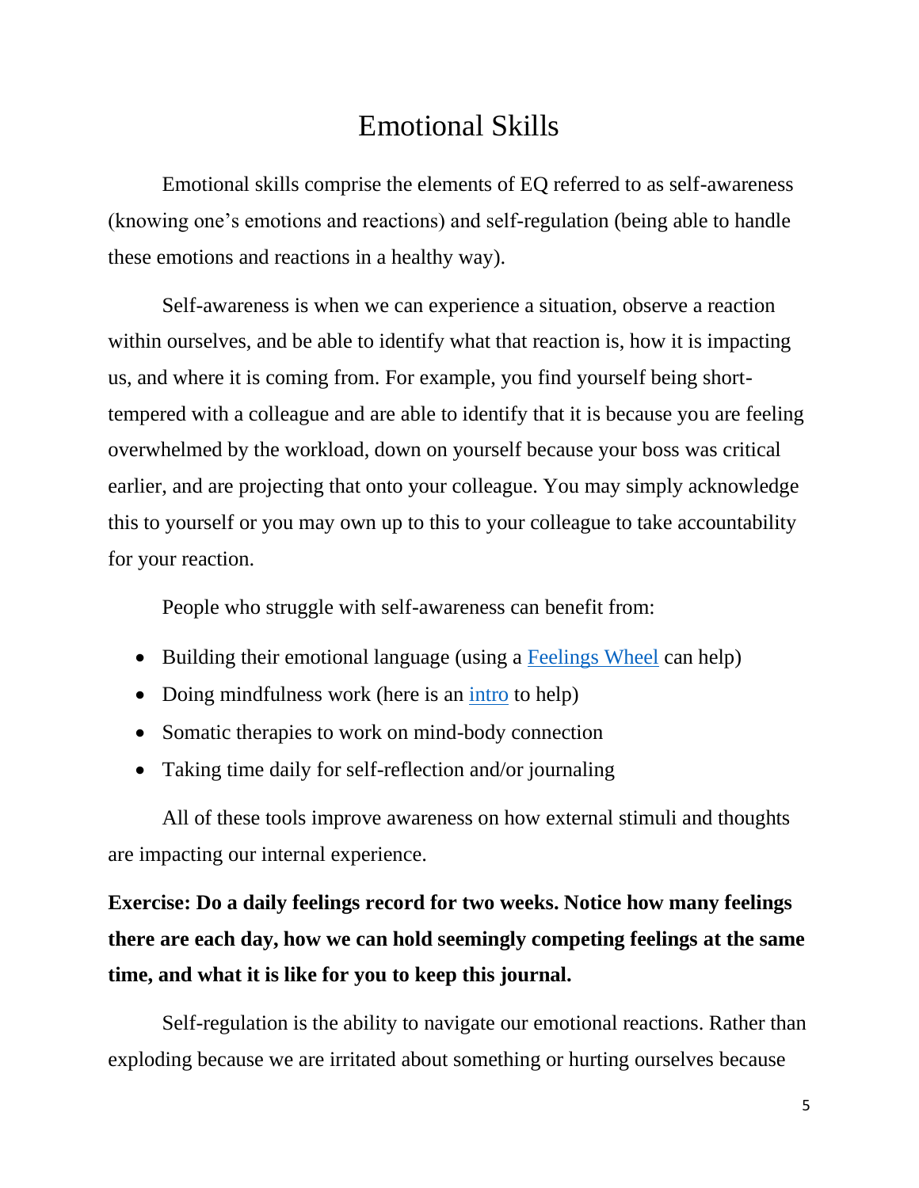# Emotional Skills

Emotional skills comprise the elements of EQ referred to as self-awareness (knowing one's emotions and reactions) and self-regulation (being able to handle these emotions and reactions in a healthy way).

Self-awareness is when we can experience a situation, observe a reaction within ourselves, and be able to identify what that reaction is, how it is impacting us, and where it is coming from. For example, you find yourself being short-tempered with a colleague and are able to identify that it is because you are feeling overwhelmed by the workload, down on yourself because your boss was critical earlier, and are projecting that onto your colleague. You may simply acknowledge this to yourself or you may own up to this to your colleague to take accountability for your reaction.

People who struggle with self-awareness can benefit from:

- Building their emotional language (using a Feelings Wheel can help)
- Doing mindfulness work (here is an intro to help)
- Somatic therapies to work on mind-body connection
- Taking time daily for self-reflection and/or journaling

All of these tools improve awareness on how external stimuli and thoughts are impacting our internal experience.

**Exercise: Do a daily feelings record for two weeks. Notice how many feelings there are each day, how we can hold seemingly competing feelings at the same time, and what it is like for you to keep this journal.**

Self-regulation is the ability to navigate our emotional reactions. Rather than exploding because we are irritated about something or hurting ourselves because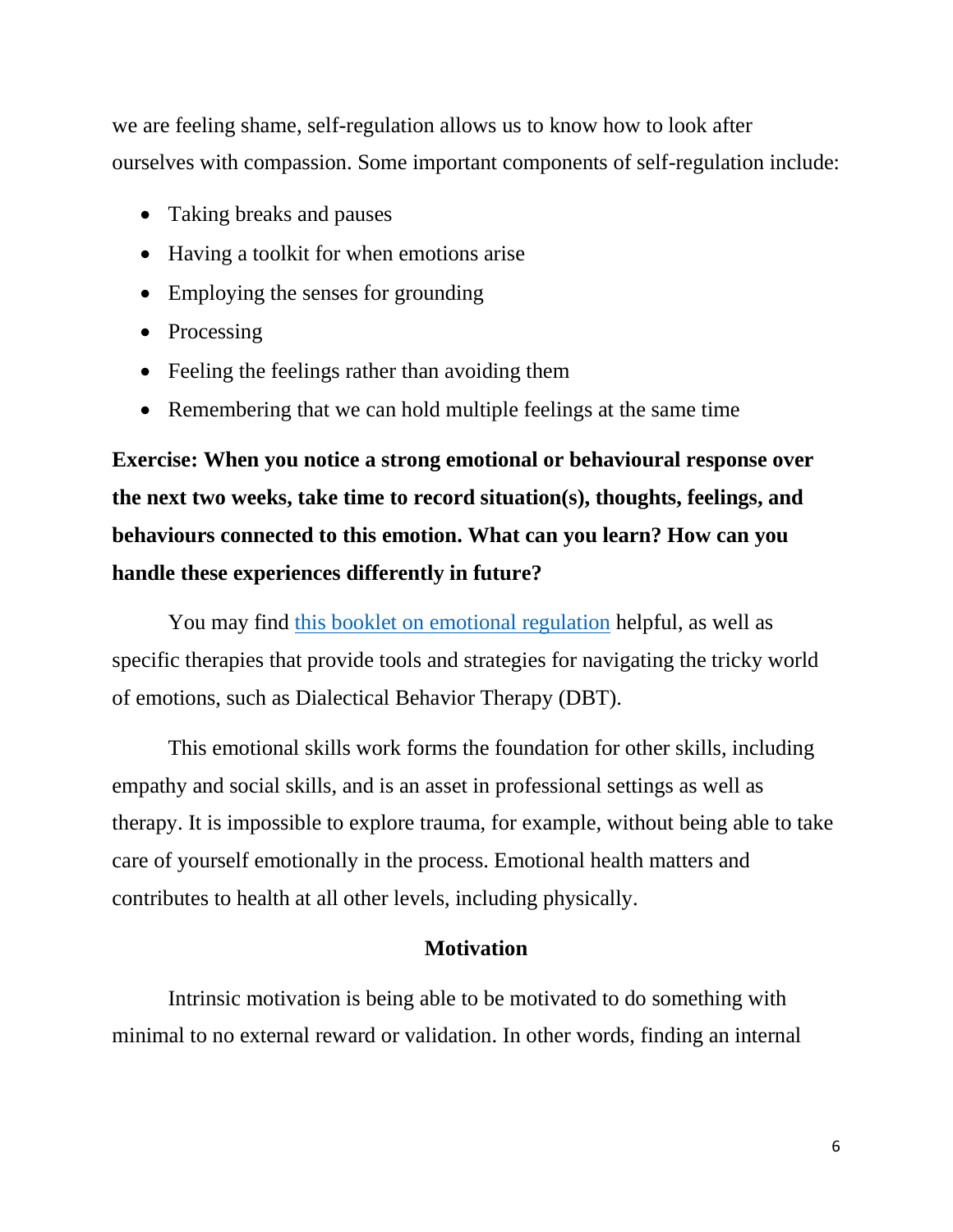we are feeling shame, self-regulation allows us to know how to look after ourselves with compassion. Some important components of self-regulation include:

- Taking breaks and pauses
- Having a toolkit for when emotions arise
- Employing the senses for grounding
- Processing
- Feeling the feelings rather than avoiding them
- Remembering that we can hold multiple feelings at the same time

**Exercise: When you notice a strong emotional or behavioural response over the next two weeks, take time to record situation(s), thoughts, feelings, and behaviours connected to this emotion. What can you learn? How can you handle these experiences differently in future?**

You may find this booklet on emotional regulation helpful, as well as specific therapies that provide tools and strategies for navigating the tricky world of emotions, such as Dialectical Behavior Therapy (DBT).

This emotional skills work forms the foundation for other skills, including empathy and social skills, and is an asset in professional settings as well as therapy. It is impossible to explore trauma, for example, without being able to take care of yourself emotionally in the process. Emotional health matters and contributes to health at all other levels, including physically.

## Motivation

Intrinsic motivation is being able to be motivated to do something with minimal to no external reward or validation. In other words, finding an internal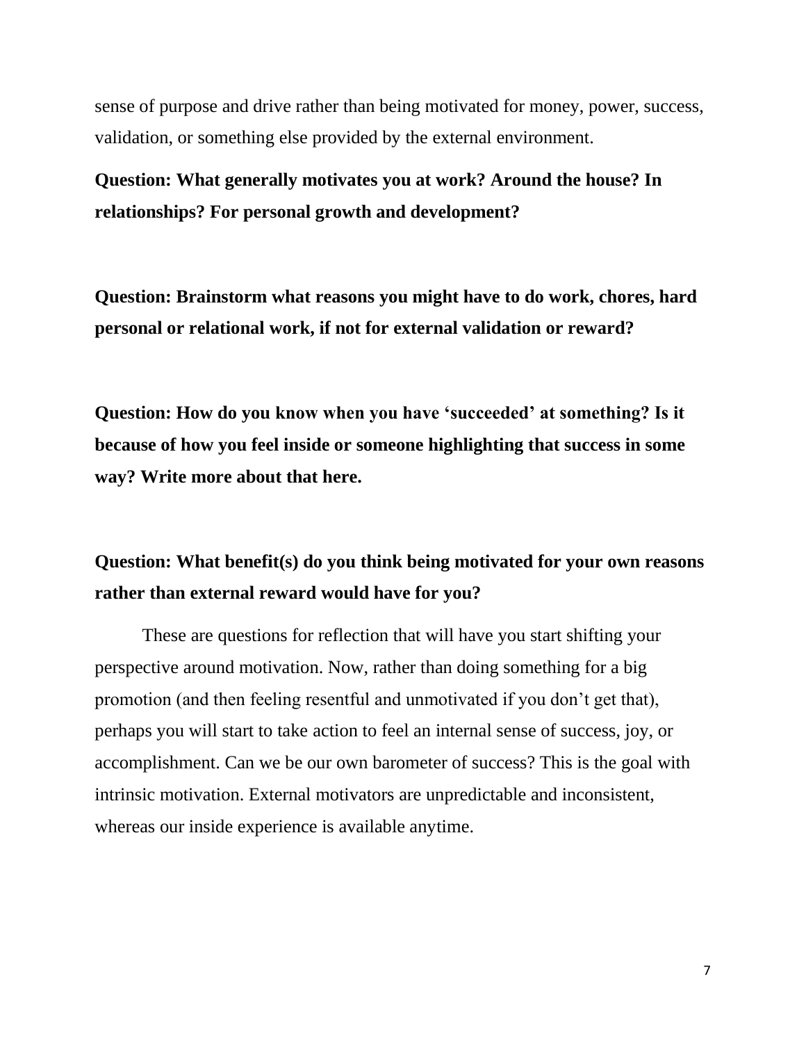sense of purpose and drive rather than being motivated for money, power, success, validation, or something else provided by the external environment.

**Question: What generally motivates you at work? Around the house? In relationships? For personal growth and development?**

**Question: Brainstorm what reasons you might have to do work, chores, hard personal or relational work, if not for external validation or reward?**

**Question: How do you know when you have 'succeeded' at something? Is it because of how you feel inside or someone highlighting that success in some way? Write more about that here.**

**Question: What benefit(s) do you think being motivated for your own reasons rather than external reward would have for you?**

These are questions for reflection that will have you start shifting your perspective around motivation. Now, rather than doing something for a big promotion (and then feeling resentful and unmotivated if you don't get that), perhaps you will start to take action to feel an internal sense of success, joy, or accomplishment. Can we be our own barometer of success? This is the goal with intrinsic motivation. External motivators are unpredictable and inconsistent, whereas our inside experience is available anytime.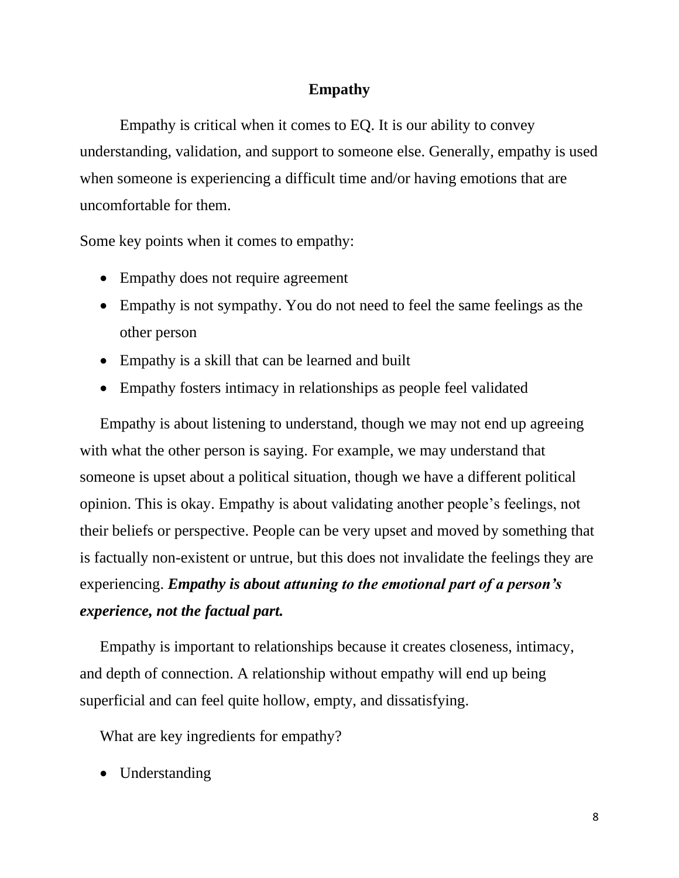## Empathy

Empathy is critical when it comes to EQ. It is our ability to convey understanding, validation, and support to someone else. Generally, empathy is used when someone is experiencing a difficult time and/or having emotions that are uncomfortable for them.

Some key points when it comes to empathy:

- Empathy does not require agreement
- Empathy is not sympathy. You do not need to feel the same feelings as the other person
- Empathy is a skill that can be learned and built
- Empathy fosters intimacy in relationships as people feel validated

Empathy is about listening to understand, though we may not end up agreeing with what the other person is saying. For example, we may understand that someone is upset about a political situation, though we have a different political opinion. This is okay. Empathy is about validating another people's feelings, not their beliefs or perspective. People can be very upset and moved by something that is factually non-existent or untrue, but this does not invalidate the feelings they are experiencing. ***Empathy is about attuning to the emotional part of a person's experience, not the factual part.***

Empathy is important to relationships because it creates closeness, intimacy, and depth of connection. A relationship without empathy will end up being superficial and can feel quite hollow, empty, and dissatisfying.

What are key ingredients for empathy?

- Understanding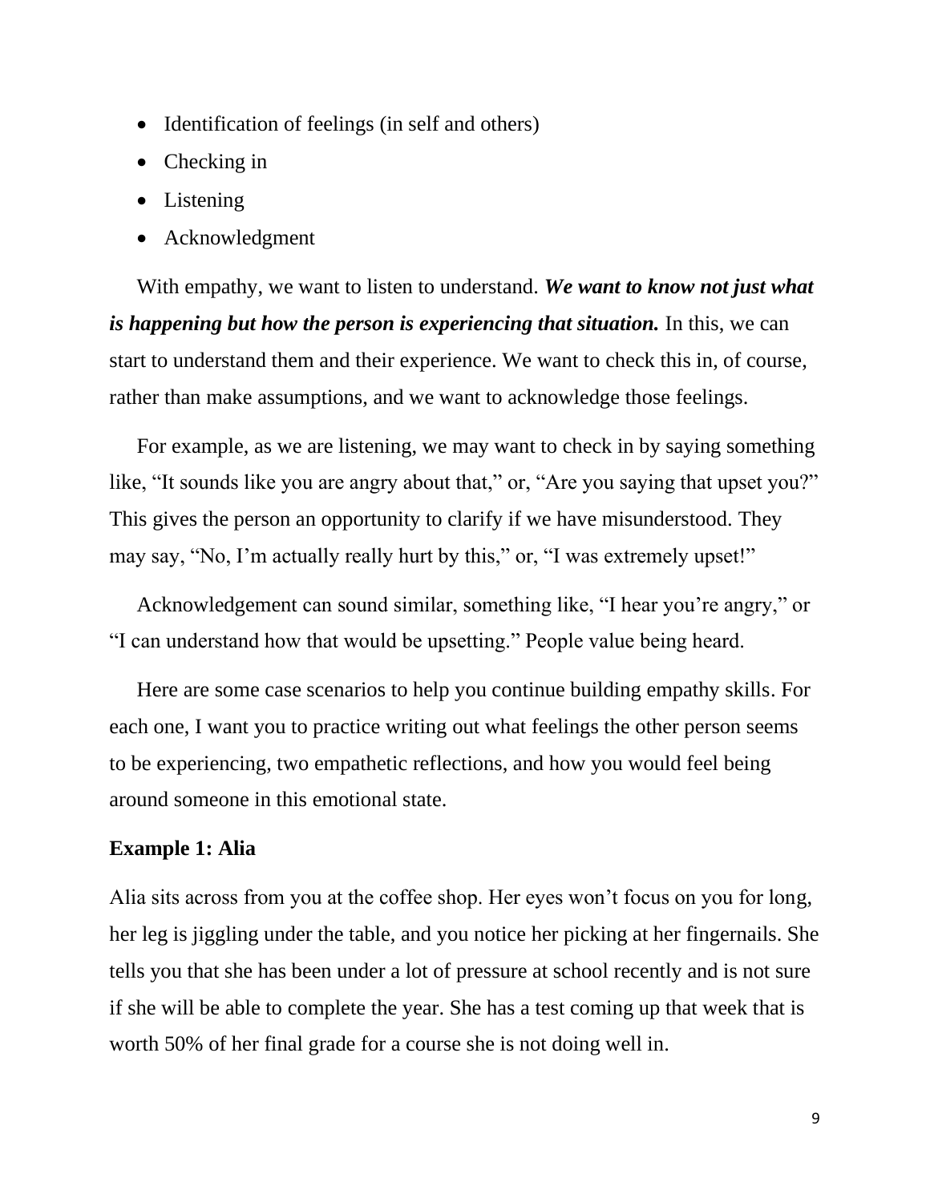- Identification of feelings (in self and others)
- Checking in
- Listening
- Acknowledgment

With empathy, we want to listen to understand. ***We want to know not just what is happening but how the person is experiencing that situation.*** In this, we can start to understand them and their experience. We want to check this in, of course, rather than make assumptions, and we want to acknowledge those feelings.

For example, as we are listening, we may want to check in by saying something like, "It sounds like you are angry about that," or, "Are you saying that upset you?" This gives the person an opportunity to clarify if we have misunderstood. They may say, "No, I'm actually really hurt by this," or, "I was extremely upset!"

Acknowledgement can sound similar, something like, "I hear you're angry," or "I can understand how that would be upsetting." People value being heard.

Here are some case scenarios to help you continue building empathy skills. For each one, I want you to practice writing out what feelings the other person seems to be experiencing, two empathetic reflections, and how you would feel being around someone in this emotional state.

**Example 1: Alia**

Alia sits across from you at the coffee shop. Her eyes won't focus on you for long, her leg is jiggling under the table, and you notice her picking at her fingernails. She tells you that she has been under a lot of pressure at school recently and is not sure if she will be able to complete the year. She has a test coming up that week that is worth 50% of her final grade for a course she is not doing well in.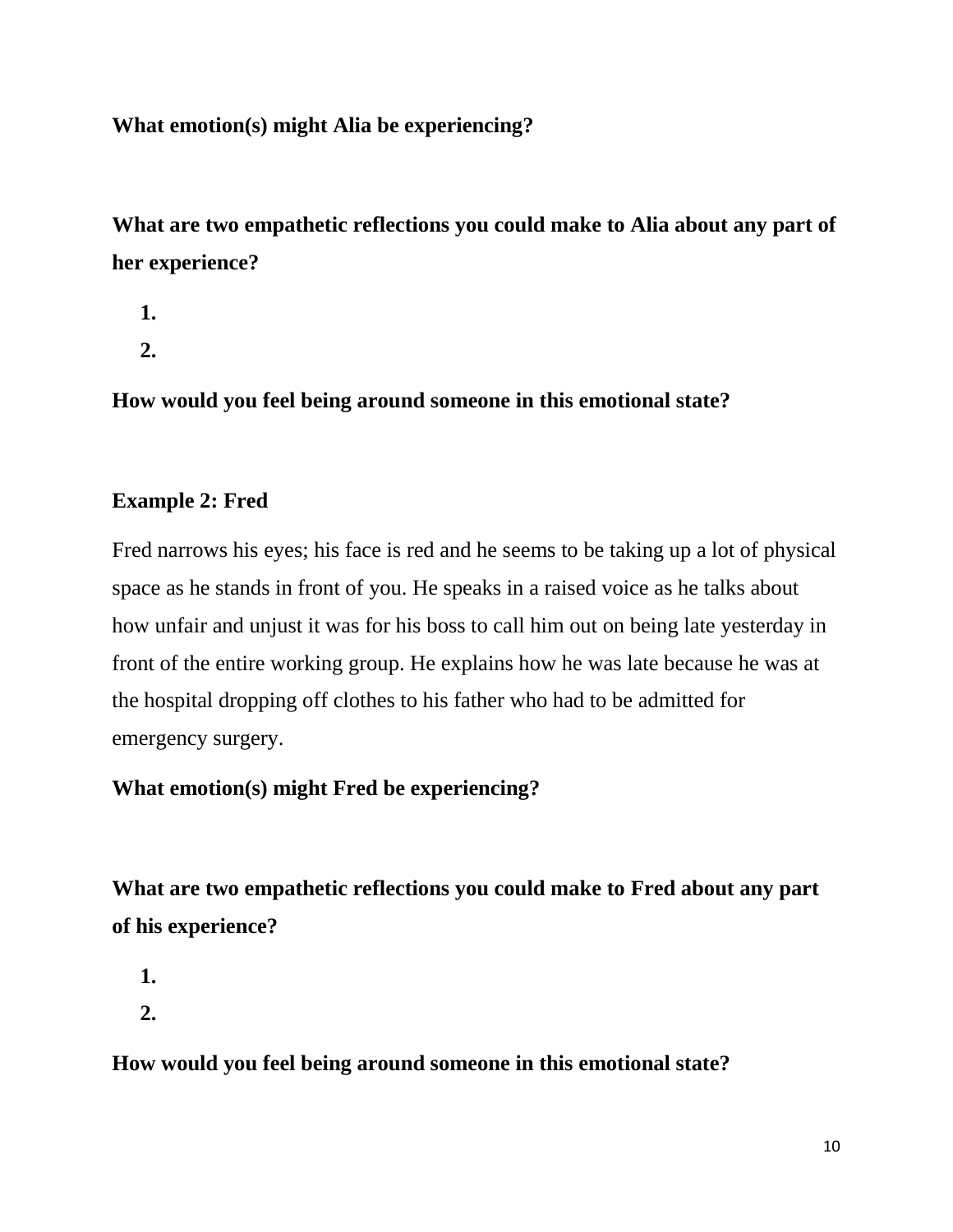**What emotion(s) might Alia be experiencing?**

**What are two empathetic reflections you could make to Alia about any part of her experience?**

1.
2.

**How would you feel being around someone in this emotional state?**

**Example 2: Fred**

Fred narrows his eyes; his face is red and he seems to be taking up a lot of physical space as he stands in front of you. He speaks in a raised voice as he talks about how unfair and unjust it was for his boss to call him out on being late yesterday in front of the entire working group. He explains how he was late because he was at the hospital dropping off clothes to his father who had to be admitted for emergency surgery.

**What emotion(s) might Fred be experiencing?**

**What are two empathetic reflections you could make to Fred about any part of his experience?**

1.
2.

**How would you feel being around someone in this emotional state?**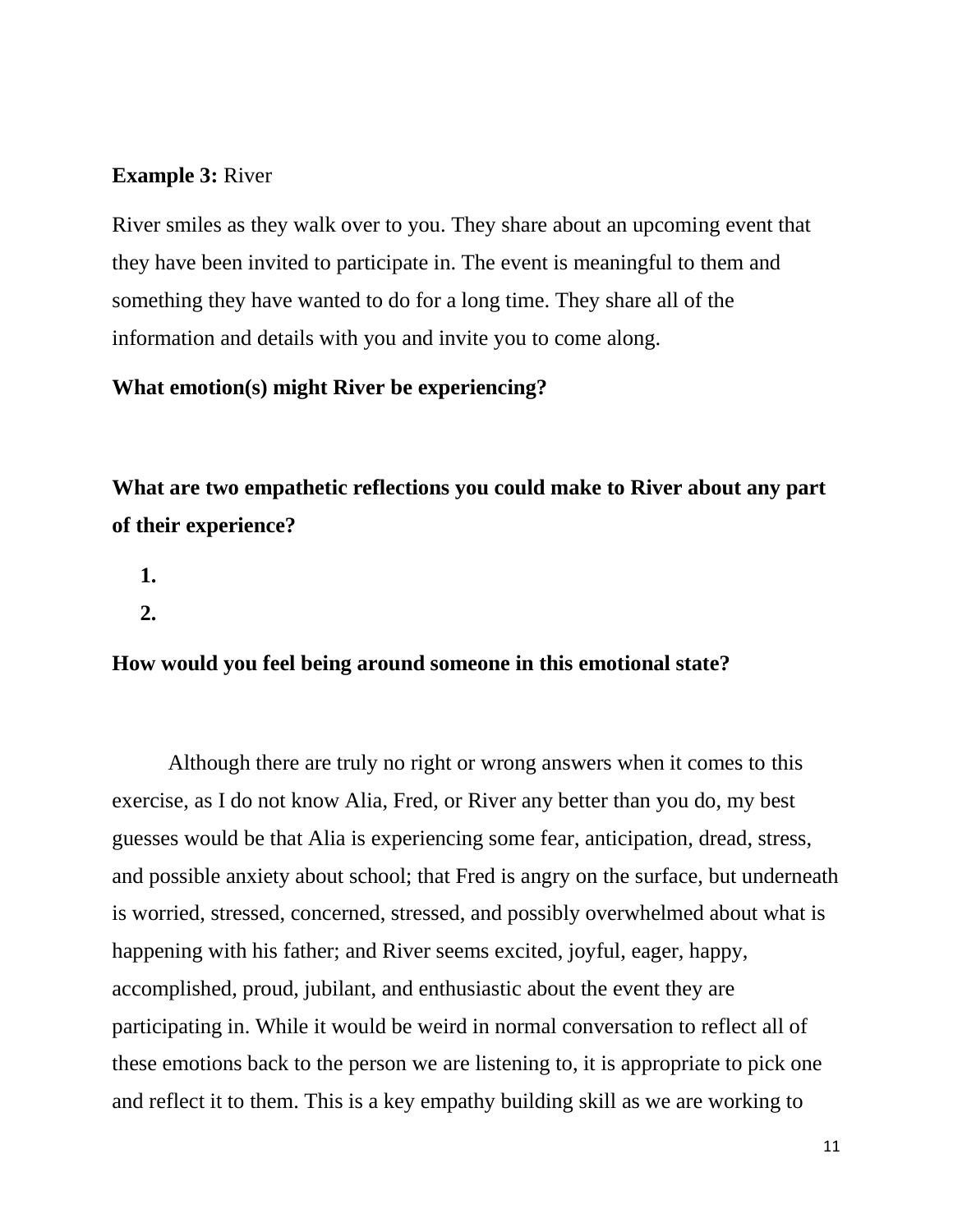**Example 3:** River

River smiles as they walk over to you. They share about an upcoming event that they have been invited to participate in. The event is meaningful to them and something they have wanted to do for a long time. They share all of the information and details with you and invite you to come along.

**What emotion(s) might River be experiencing?**

**What are two empathetic reflections you could make to River about any part of their experience?**

1. 
2. 

**How would you feel being around someone in this emotional state?**

Although there are truly no right or wrong answers when it comes to this exercise, as I do not know Alia, Fred, or River any better than you do, my best guesses would be that Alia is experiencing some fear, anticipation, dread, stress, and possible anxiety about school; that Fred is angry on the surface, but underneath is worried, stressed, concerned, stressed, and possibly overwhelmed about what is happening with his father; and River seems excited, joyful, eager, happy, accomplished, proud, jubilant, and enthusiastic about the event they are participating in. While it would be weird in normal conversation to reflect all of these emotions back to the person we are listening to, it is appropriate to pick one and reflect it to them. This is a key empathy building skill as we are working to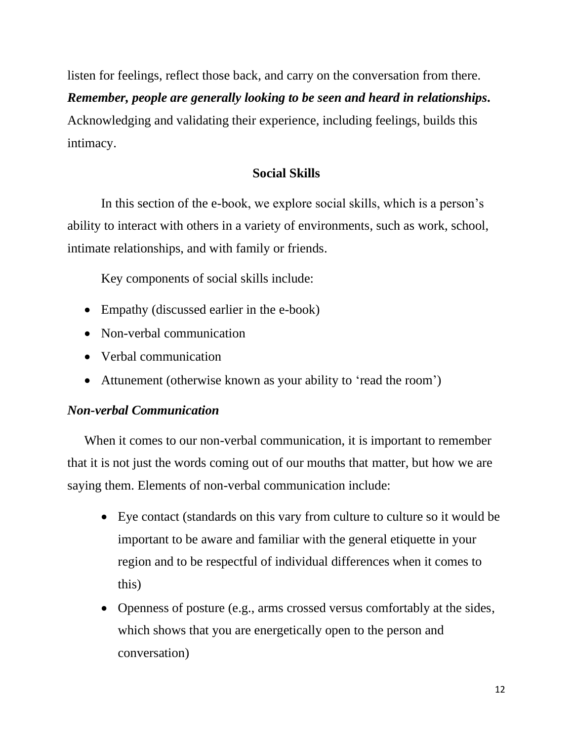listen for feelings, reflect those back, and carry on the conversation from there. ***Remember, people are generally looking to be seen and heard in relationships.*** Acknowledging and validating their experience, including feelings, builds this intimacy.

## Social Skills

In this section of the e-book, we explore social skills, which is a person's ability to interact with others in a variety of environments, such as work, school, intimate relationships, and with family or friends.

Key components of social skills include:

- Empathy (discussed earlier in the e-book)
- Non-verbal communication
- Verbal communication
- Attunement (otherwise known as your ability to 'read the room')

### *Non-verbal Communication*

When it comes to our non-verbal communication, it is important to remember that it is not just the words coming out of our mouths that matter, but how we are saying them. Elements of non-verbal communication include:

- Eye contact (standards on this vary from culture to culture so it would be important to be aware and familiar with the general etiquette in your region and to be respectful of individual differences when it comes to this)
- Openness of posture (e.g., arms crossed versus comfortably at the sides, which shows that you are energetically open to the person and conversation)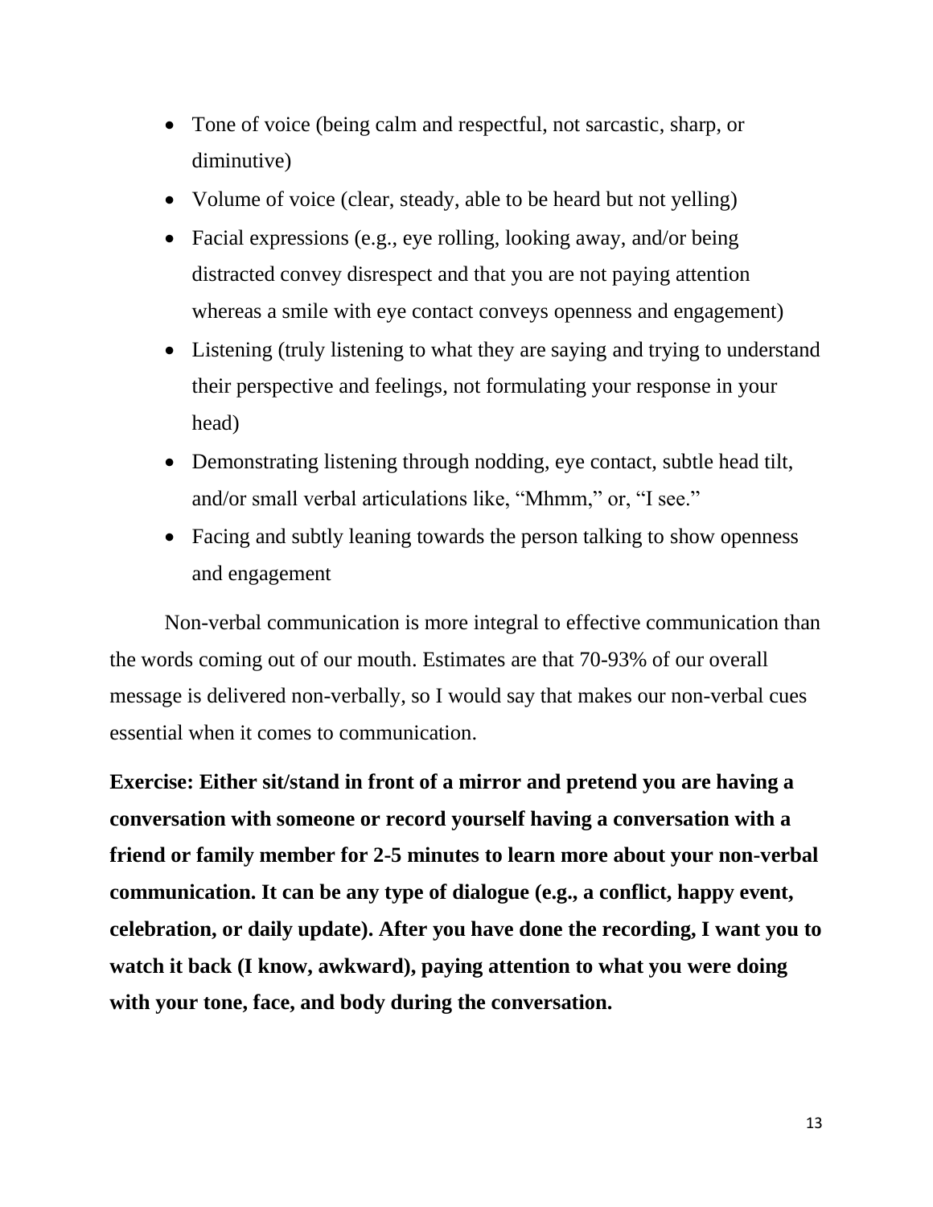- Tone of voice (being calm and respectful, not sarcastic, sharp, or diminutive)
- Volume of voice (clear, steady, able to be heard but not yelling)
- Facial expressions (e.g., eye rolling, looking away, and/or being distracted convey disrespect and that you are not paying attention whereas a smile with eye contact conveys openness and engagement)
- Listening (truly listening to what they are saying and trying to understand their perspective and feelings, not formulating your response in your head)
- Demonstrating listening through nodding, eye contact, subtle head tilt, and/or small verbal articulations like, "Mhmm," or, "I see."
- Facing and subtly leaning towards the person talking to show openness and engagement

Non-verbal communication is more integral to effective communication than the words coming out of our mouth. Estimates are that 70-93% of our overall message is delivered non-verbally, so I would say that makes our non-verbal cues essential when it comes to communication.

**Exercise: Either sit/stand in front of a mirror and pretend you are having a conversation with someone or record yourself having a conversation with a friend or family member for 2-5 minutes to learn more about your non-verbal communication. It can be any type of dialogue (e.g., a conflict, happy event, celebration, or daily update). After you have done the recording, I want you to watch it back (I know, awkward), paying attention to what you were doing with your tone, face, and body during the conversation.**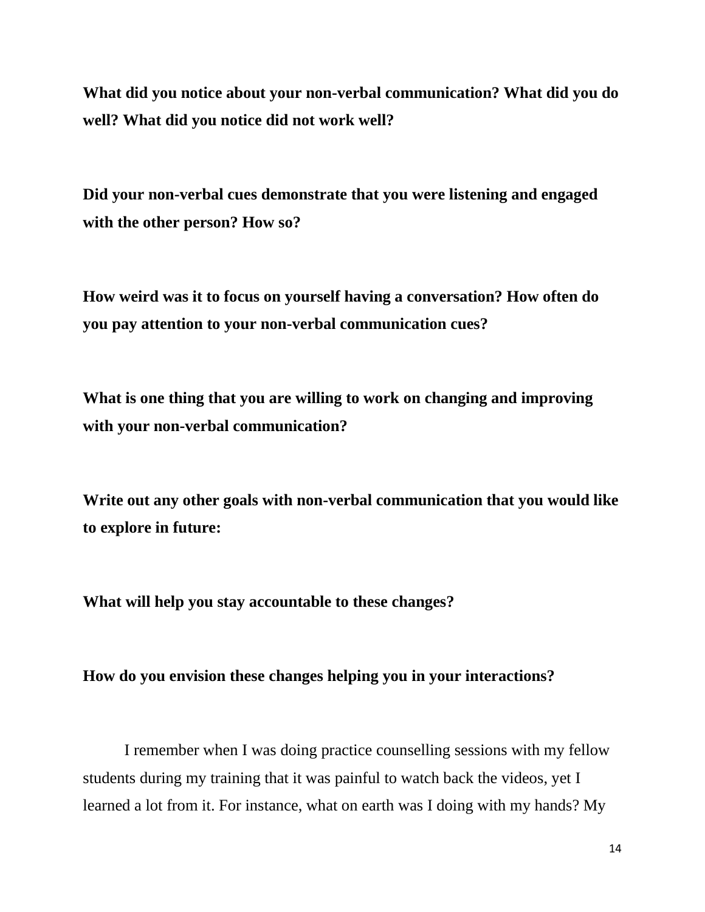**What did you notice about your non-verbal communication? What did you do well? What did you notice did not work well?**

**Did your non-verbal cues demonstrate that you were listening and engaged with the other person? How so?**

**How weird was it to focus on yourself having a conversation? How often do you pay attention to your non-verbal communication cues?**

**What is one thing that you are willing to work on changing and improving with your non-verbal communication?**

**Write out any other goals with non-verbal communication that you would like to explore in future:**

**What will help you stay accountable to these changes?**

**How do you envision these changes helping you in your interactions?**

I remember when I was doing practice counselling sessions with my fellow students during my training that it was painful to watch back the videos, yet I learned a lot from it. For instance, what on earth was I doing with my hands? My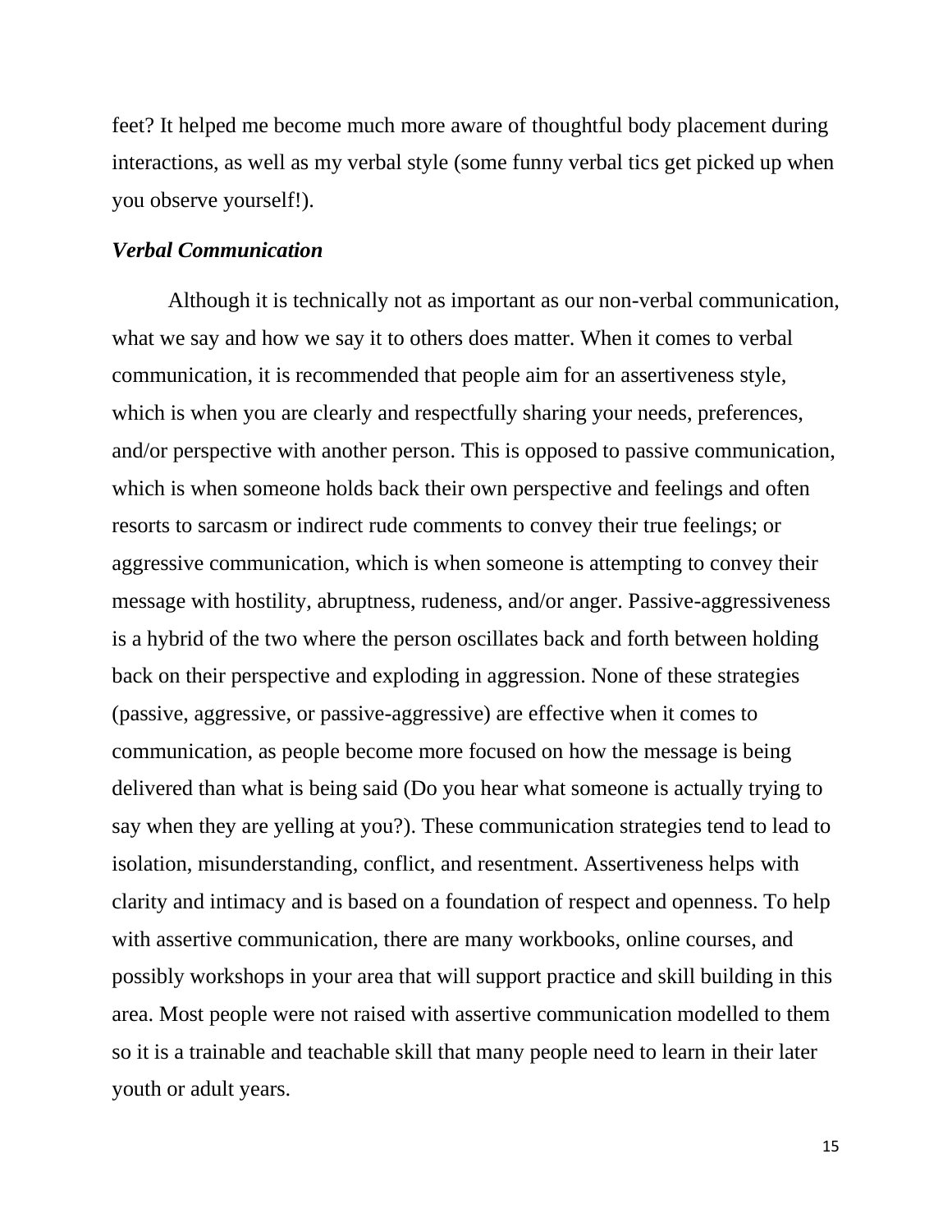feet? It helped me become much more aware of thoughtful body placement during interactions, as well as my verbal style (some funny verbal tics get picked up when you observe yourself!).

### *Verbal Communication*

Although it is technically not as important as our non-verbal communication, what we say and how we say it to others does matter. When it comes to verbal communication, it is recommended that people aim for an assertiveness style, which is when you are clearly and respectfully sharing your needs, preferences, and/or perspective with another person. This is opposed to passive communication, which is when someone holds back their own perspective and feelings and often resorts to sarcasm or indirect rude comments to convey their true feelings; or aggressive communication, which is when someone is attempting to convey their message with hostility, abruptness, rudeness, and/or anger. Passive-aggressiveness is a hybrid of the two where the person oscillates back and forth between holding back on their perspective and exploding in aggression. None of these strategies (passive, aggressive, or passive-aggressive) are effective when it comes to communication, as people become more focused on how the message is being delivered than what is being said (Do you hear what someone is actually trying to say when they are yelling at you?). These communication strategies tend to lead to isolation, misunderstanding, conflict, and resentment. Assertiveness helps with clarity and intimacy and is based on a foundation of respect and openness. To help with assertive communication, there are many workbooks, online courses, and possibly workshops in your area that will support practice and skill building in this area. Most people were not raised with assertive communication modelled to them so it is a trainable and teachable skill that many people need to learn in their later youth or adult years.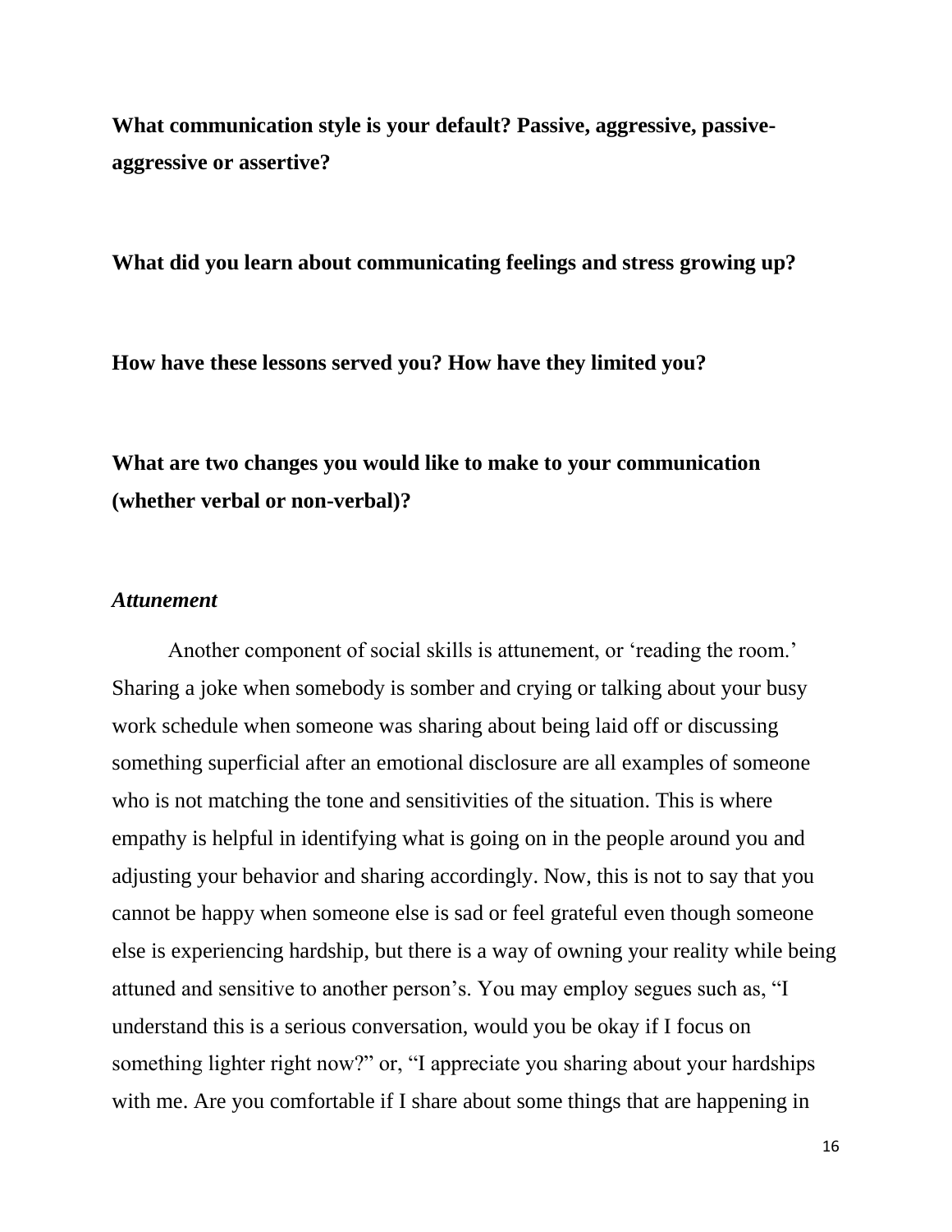**What communication style is your default? Passive, aggressive, passive-aggressive or assertive?**

**What did you learn about communicating feelings and stress growing up?**

**How have these lessons served you? How have they limited you?**

**What are two changes you would like to make to your communication (whether verbal or non-verbal)?**

### *Attunement*

Another component of social skills is attunement, or 'reading the room.' Sharing a joke when somebody is somber and crying or talking about your busy work schedule when someone was sharing about being laid off or discussing something superficial after an emotional disclosure are all examples of someone who is not matching the tone and sensitivities of the situation. This is where empathy is helpful in identifying what is going on in the people around you and adjusting your behavior and sharing accordingly. Now, this is not to say that you cannot be happy when someone else is sad or feel grateful even though someone else is experiencing hardship, but there is a way of owning your reality while being attuned and sensitive to another person's. You may employ segues such as, "I understand this is a serious conversation, would you be okay if I focus on something lighter right now?" or, "I appreciate you sharing about your hardships with me. Are you comfortable if I share about some things that are happening in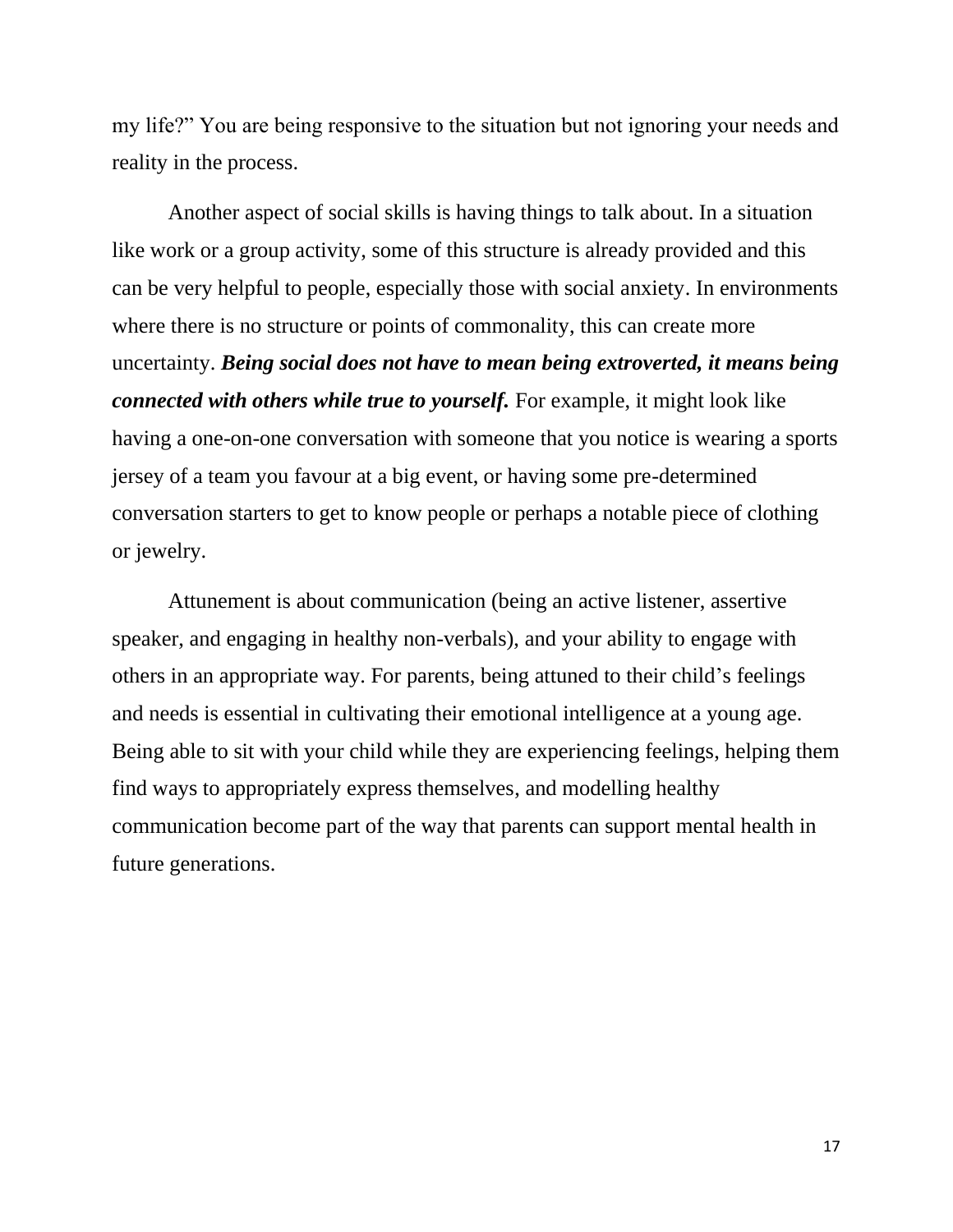my life?" You are being responsive to the situation but not ignoring your needs and reality in the process.

Another aspect of social skills is having things to talk about. In a situation like work or a group activity, some of this structure is already provided and this can be very helpful to people, especially those with social anxiety. In environments where there is no structure or points of commonality, this can create more uncertainty. ***Being social does not have to mean being extroverted, it means being connected with others while true to yourself.*** For example, it might look like having a one-on-one conversation with someone that you notice is wearing a sports jersey of a team you favour at a big event, or having some pre-determined conversation starters to get to know people or perhaps a notable piece of clothing or jewelry.

Attunement is about communication (being an active listener, assertive speaker, and engaging in healthy non-verbals), and your ability to engage with others in an appropriate way. For parents, being attuned to their child's feelings and needs is essential in cultivating their emotional intelligence at a young age. Being able to sit with your child while they are experiencing feelings, helping them find ways to appropriately express themselves, and modelling healthy communication become part of the way that parents can support mental health in future generations.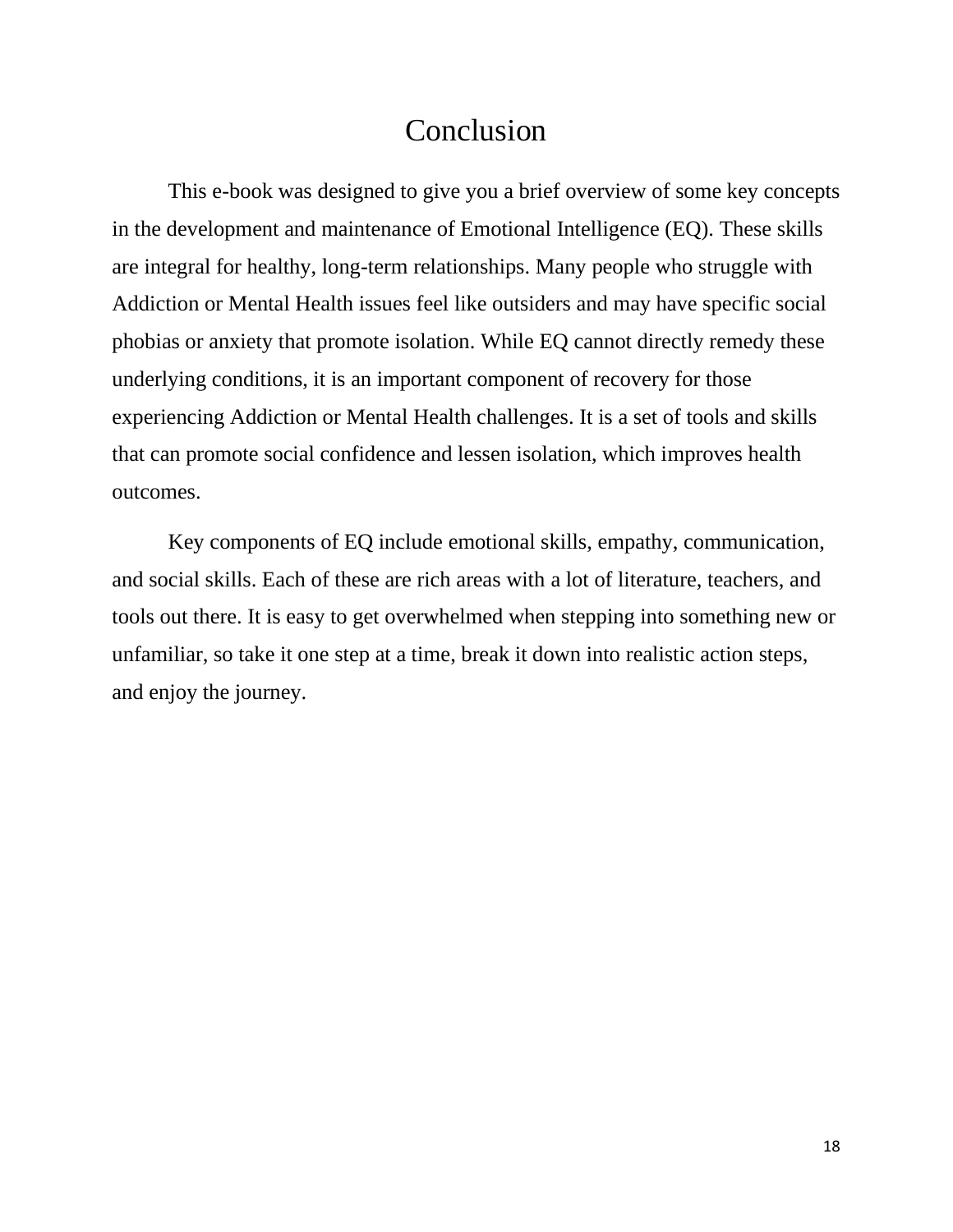# Conclusion

This e-book was designed to give you a brief overview of some key concepts in the development and maintenance of Emotional Intelligence (EQ). These skills are integral for healthy, long-term relationships. Many people who struggle with Addiction or Mental Health issues feel like outsiders and may have specific social phobias or anxiety that promote isolation. While EQ cannot directly remedy these underlying conditions, it is an important component of recovery for those experiencing Addiction or Mental Health challenges. It is a set of tools and skills that can promote social confidence and lessen isolation, which improves health outcomes.

Key components of EQ include emotional skills, empathy, communication, and social skills. Each of these are rich areas with a lot of literature, teachers, and tools out there. It is easy to get overwhelmed when stepping into something new or unfamiliar, so take it one step at a time, break it down into realistic action steps, and enjoy the journey.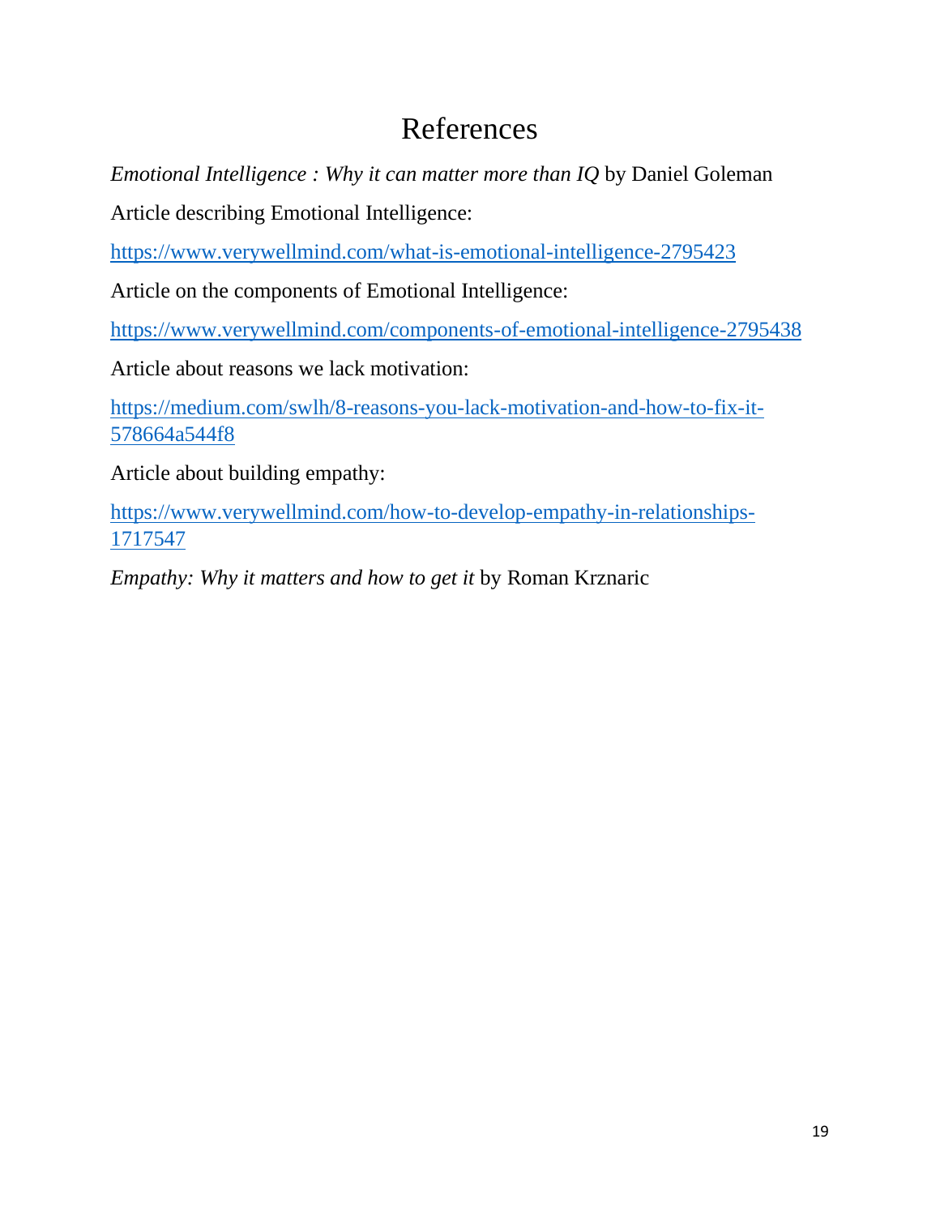# References

*Emotional Intelligence : Why it can matter more than IQ* by Daniel Goleman

Article describing Emotional Intelligence:

https://www.verywellmind.com/what-is-emotional-intelligence-2795423

Article on the components of Emotional Intelligence:

https://www.verywellmind.com/components-of-emotional-intelligence-2795438

Article about reasons we lack motivation:

https://medium.com/swlh/8-reasons-you-lack-motivation-and-how-to-fix-it-578664a544f8

Article about building empathy:

https://www.verywellmind.com/how-to-develop-empathy-in-relationships-1717547

*Empathy: Why it matters and how to get it* by Roman Krznaric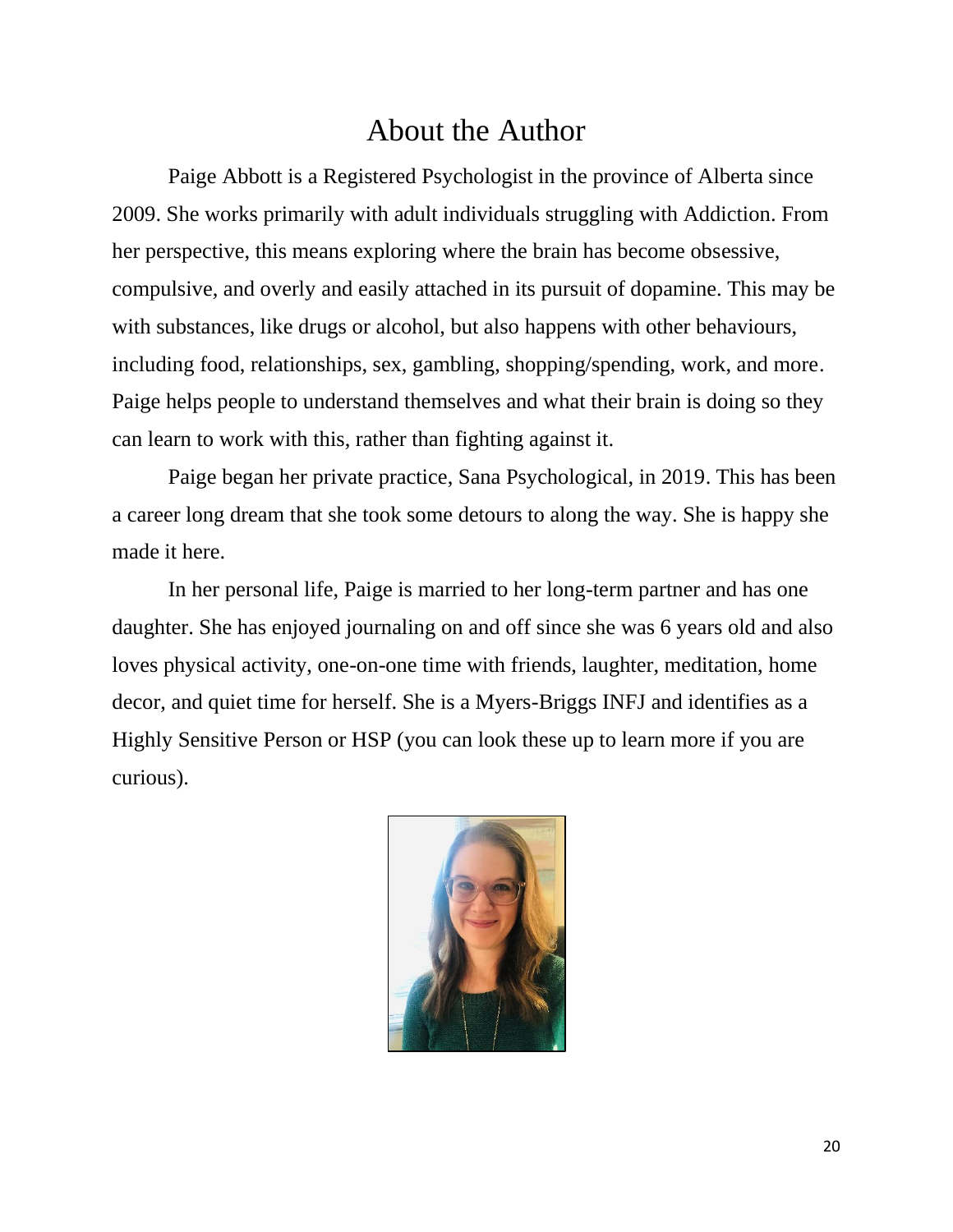# About the Author

Paige Abbott is a Registered Psychologist in the province of Alberta since 2009. She works primarily with adult individuals struggling with Addiction. From her perspective, this means exploring where the brain has become obsessive, compulsive, and overly and easily attached in its pursuit of dopamine. This may be with substances, like drugs or alcohol, but also happens with other behaviours, including food, relationships, sex, gambling, shopping/spending, work, and more. Paige helps people to understand themselves and what their brain is doing so they can learn to work with this, rather than fighting against it.

Paige began her private practice, Sana Psychological, in 2019. This has been a career long dream that she took some detours to along the way. She is happy she made it here.

In her personal life, Paige is married to her long-term partner and has one daughter. She has enjoyed journaling on and off since she was 6 years old and also loves physical activity, one-on-one time with friends, laughter, meditation, home decor, and quiet time for herself. She is a Myers-Briggs INFJ and identifies as a Highly Sensitive Person or HSP (you can look these up to learn more if you are curious).